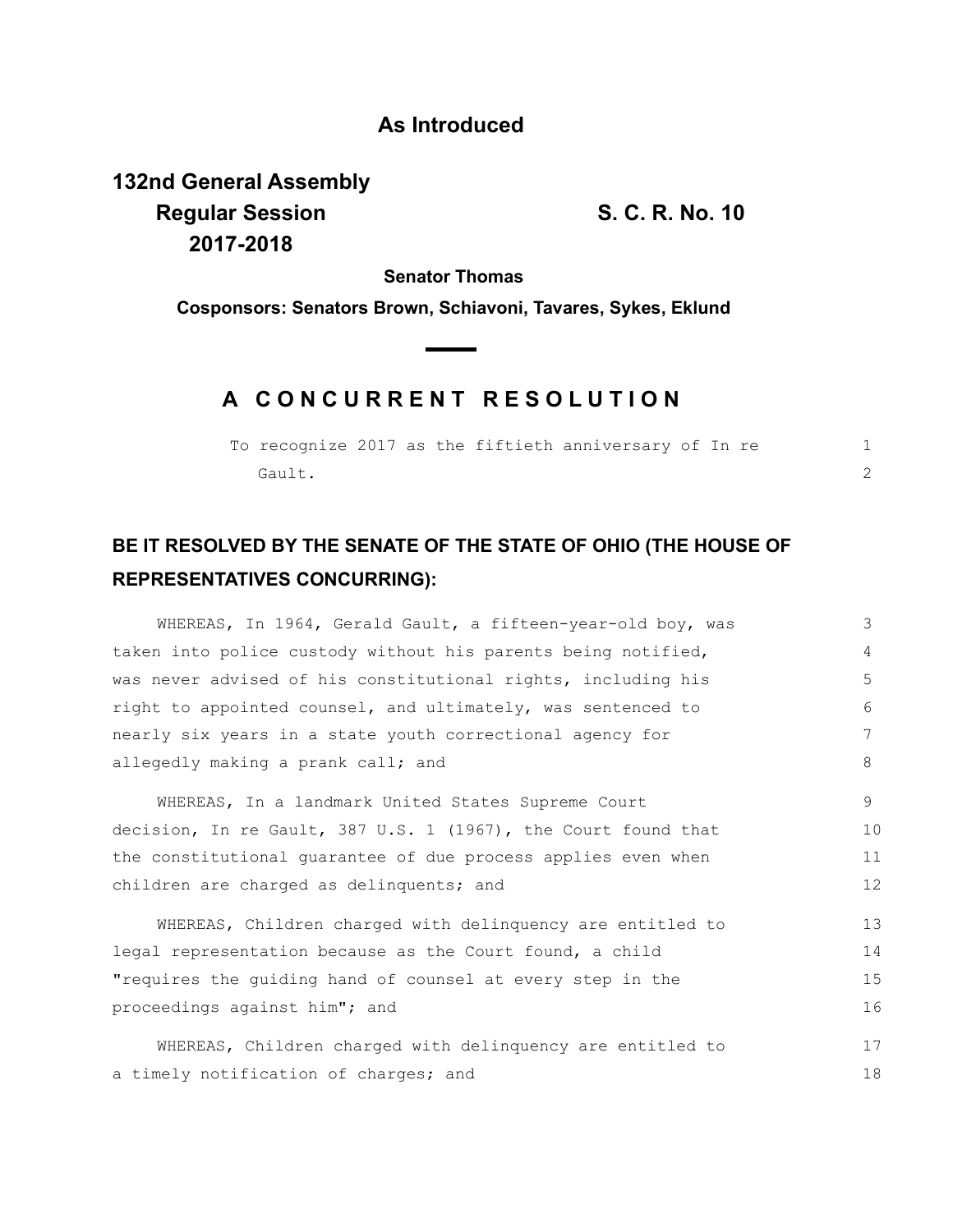**As Introduced**

**132nd General Assembly**
**Regular Session**
**2017-2018**

**S. C. R. No. 10**

**Senator Thomas**

**Cosponsors: Senators Brown, Schiavoni, Tavares, Sykes, Eklund**

## A CONCURRENT RESOLUTION

To recognize 2017 as the fiftieth anniversary of In re Gault.

**BE IT RESOLVED BY THE SENATE OF THE STATE OF OHIO (THE HOUSE OF REPRESENTATIVES CONCURRING):**

WHEREAS, In 1964, Gerald Gault, a fifteen-year-old boy, was taken into police custody without his parents being notified, was never advised of his constitutional rights, including his right to appointed counsel, and ultimately, was sentenced to nearly six years in a state youth correctional agency for allegedly making a prank call; and

WHEREAS, In a landmark United States Supreme Court decision, In re Gault, 387 U.S. 1 (1967), the Court found that the constitutional guarantee of due process applies even when children are charged as delinquents; and

WHEREAS, Children charged with delinquency are entitled to legal representation because as the Court found, a child "requires the guiding hand of counsel at every step in the proceedings against him"; and

WHEREAS, Children charged with delinquency are entitled to a timely notification of charges; and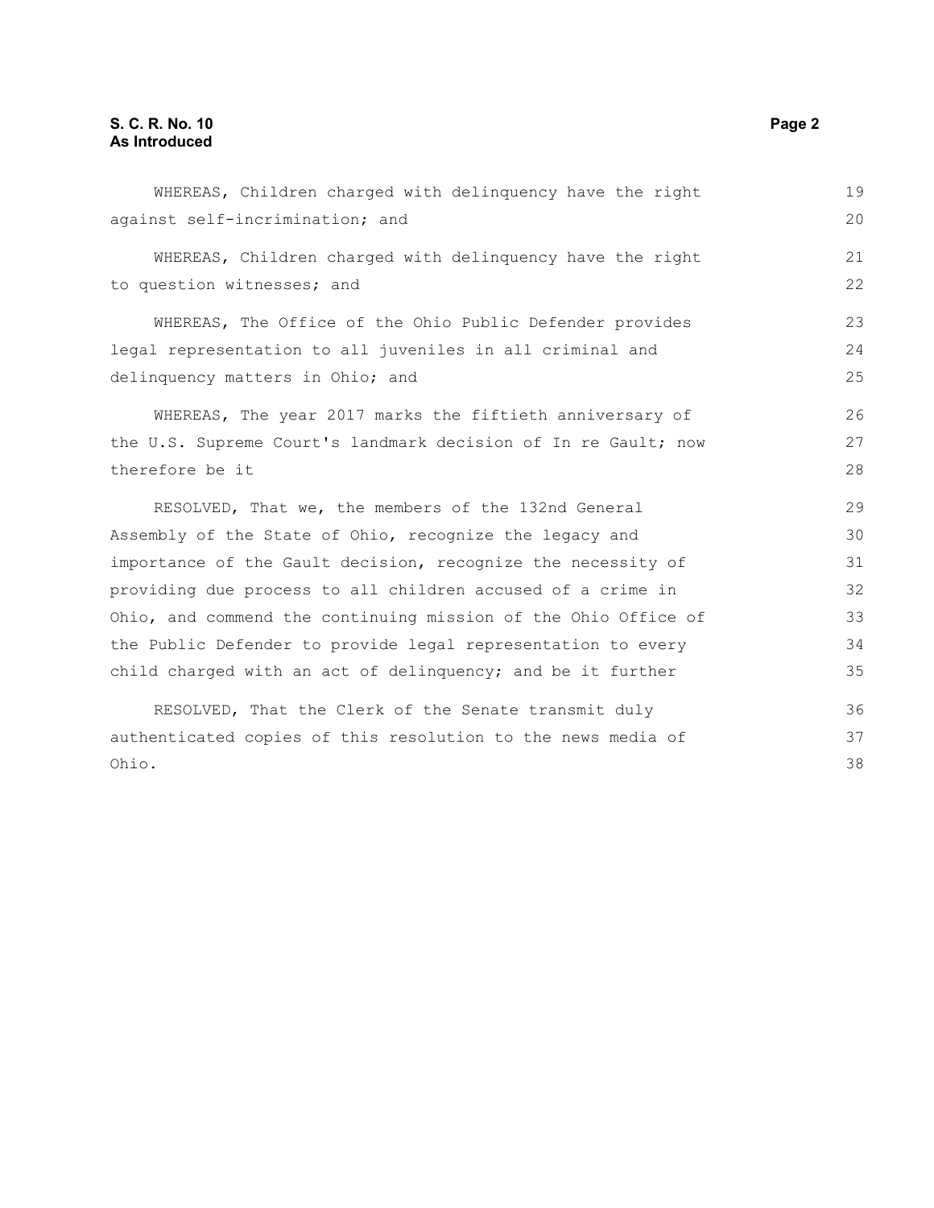WHEREAS, Children charged with delinquency have the right against self-incrimination; and

WHEREAS, Children charged with delinquency have the right to question witnesses; and

WHEREAS, The Office of the Ohio Public Defender provides legal representation to all juveniles in all criminal and delinquency matters in Ohio; and

WHEREAS, The year 2017 marks the fiftieth anniversary of the U.S. Supreme Court's landmark decision of In re Gault; now therefore be it

RESOLVED, That we, the members of the 132nd General Assembly of the State of Ohio, recognize the legacy and importance of the Gault decision, recognize the necessity of providing due process to all children accused of a crime in Ohio, and commend the continuing mission of the Ohio Office of the Public Defender to provide legal representation to every child charged with an act of delinquency; and be it further

RESOLVED, That the Clerk of the Senate transmit duly authenticated copies of this resolution to the news media of Ohio.